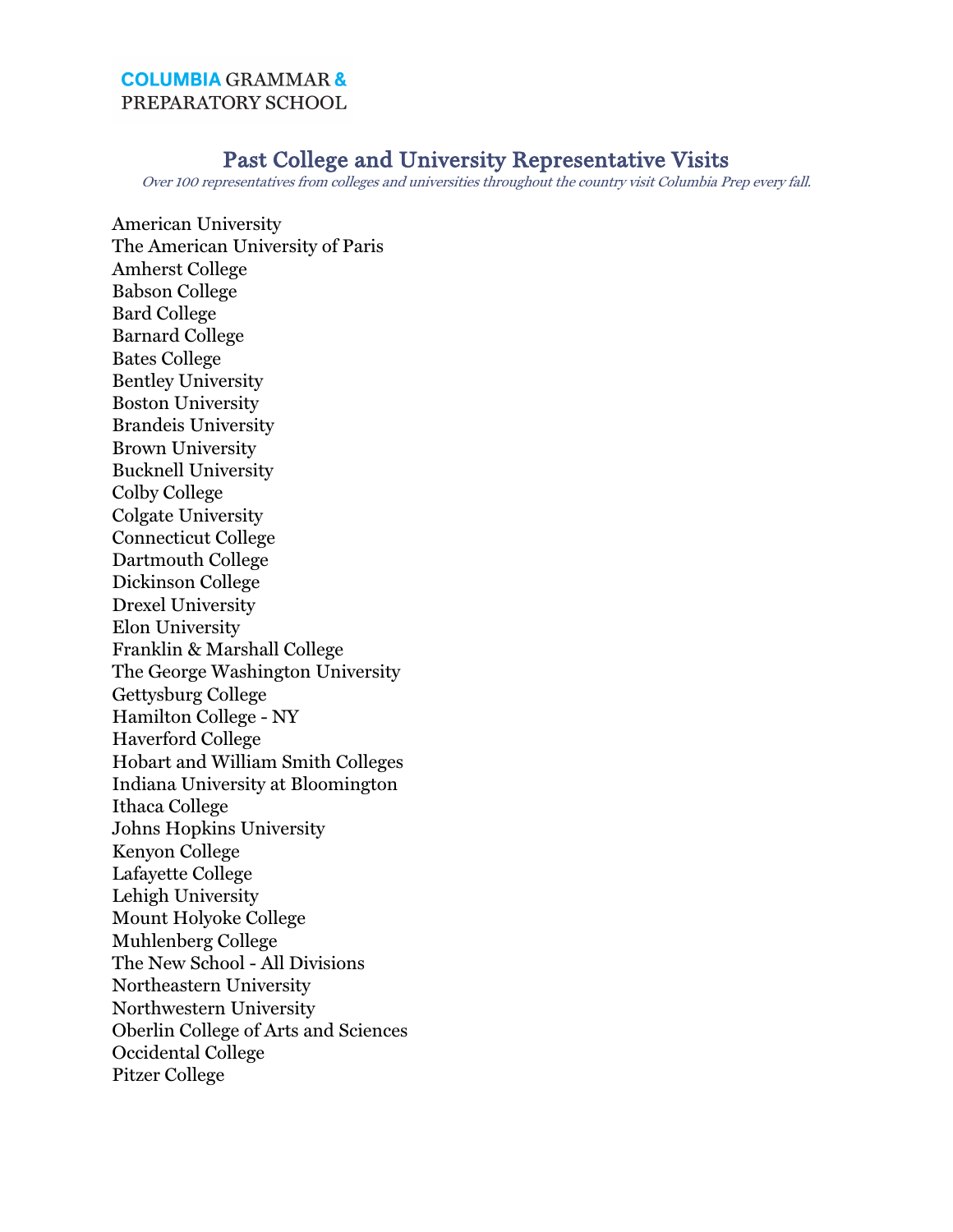COLUMBIA GRAMMAR & PREPARATORY SCHOOL

# Past College and University Representative Visits

*Over 100 representatives from colleges and universities throughout the country visit Columbia Prep every fall.*

American University
The American University of Paris
Amherst College
Babson College
Bard College
Barnard College
Bates College
Bentley University
Boston University
Brandeis University
Brown University
Bucknell University
Colby College
Colgate University
Connecticut College
Dartmouth College
Dickinson College
Drexel University
Elon University
Franklin & Marshall College
The George Washington University
Gettysburg College
Hamilton College - NY
Haverford College
Hobart and William Smith Colleges
Indiana University at Bloomington
Ithaca College
Johns Hopkins University
Kenyon College
Lafayette College
Lehigh University
Mount Holyoke College
Muhlenberg College
The New School - All Divisions
Northeastern University
Northwestern University
Oberlin College of Arts and Sciences
Occidental College
Pitzer College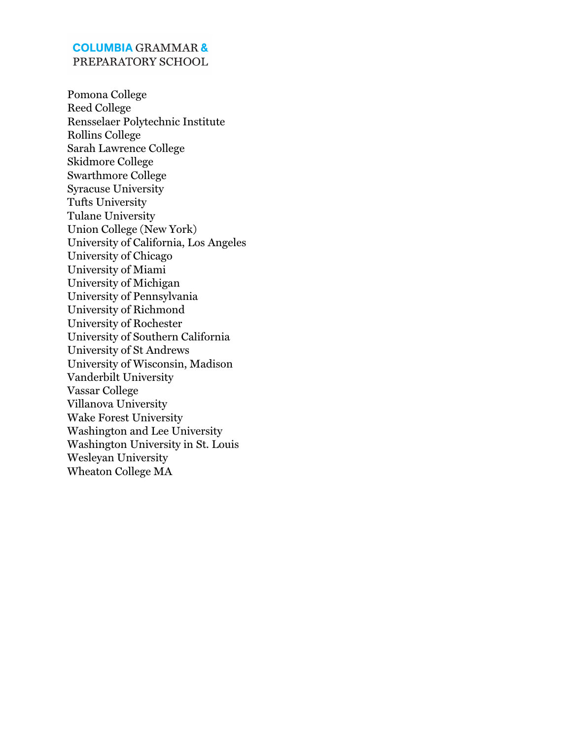COLUMBIA GRAMMAR & PREPARATORY SCHOOL

Pomona College
Reed College
Rensselaer Polytechnic Institute
Rollins College
Sarah Lawrence College
Skidmore College
Swarthmore College
Syracuse University
Tufts University
Tulane University
Union College (New York)
University of California, Los Angeles
University of Chicago
University of Miami
University of Michigan
University of Pennsylvania
University of Richmond
University of Rochester
University of Southern California
University of St Andrews
University of Wisconsin, Madison
Vanderbilt University
Vassar College
Villanova University
Wake Forest University
Washington and Lee University
Washington University in St. Louis
Wesleyan University
Wheaton College MA